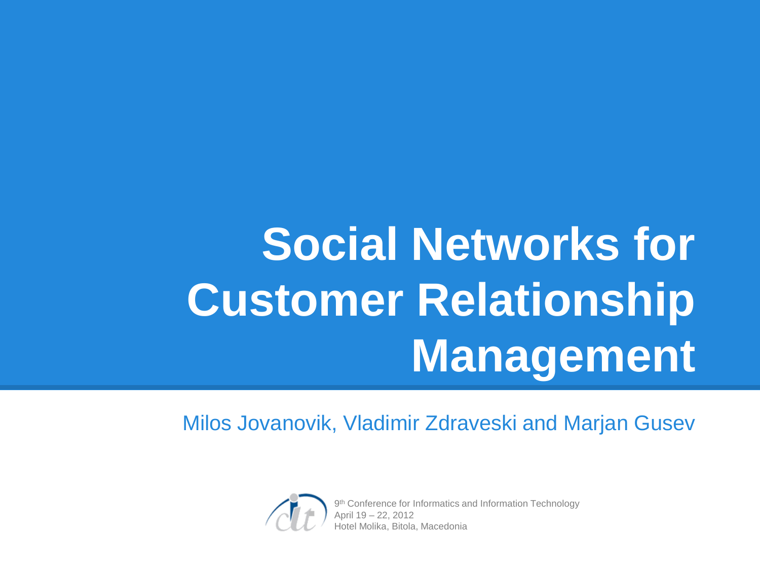# Social Networks for Customer Relationship Management

Milos Jovanovik, Vladimir Zdraveski and Marjan Gusev

9th Conference for Informatics and Information Technology
April 19 – 22, 2012
Hotel Molika, Bitola, Macedonia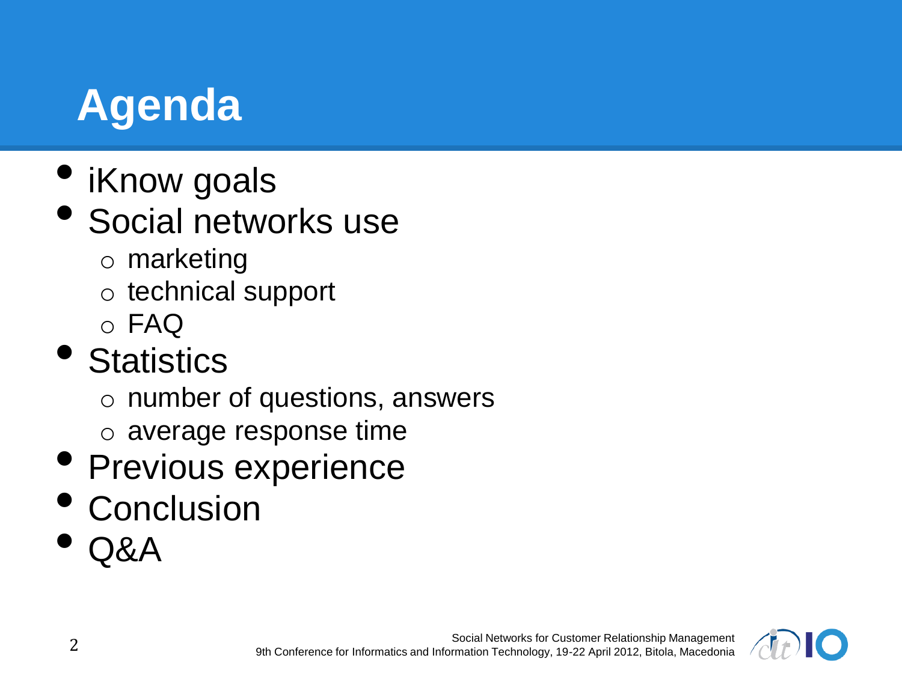# Agenda

- iKnow goals
- Social networks use
  - marketing
  - technical support
  - FAQ
- Statistics
  - number of questions, answers
  - average response time
- Previous experience
- Conclusion
- Q&A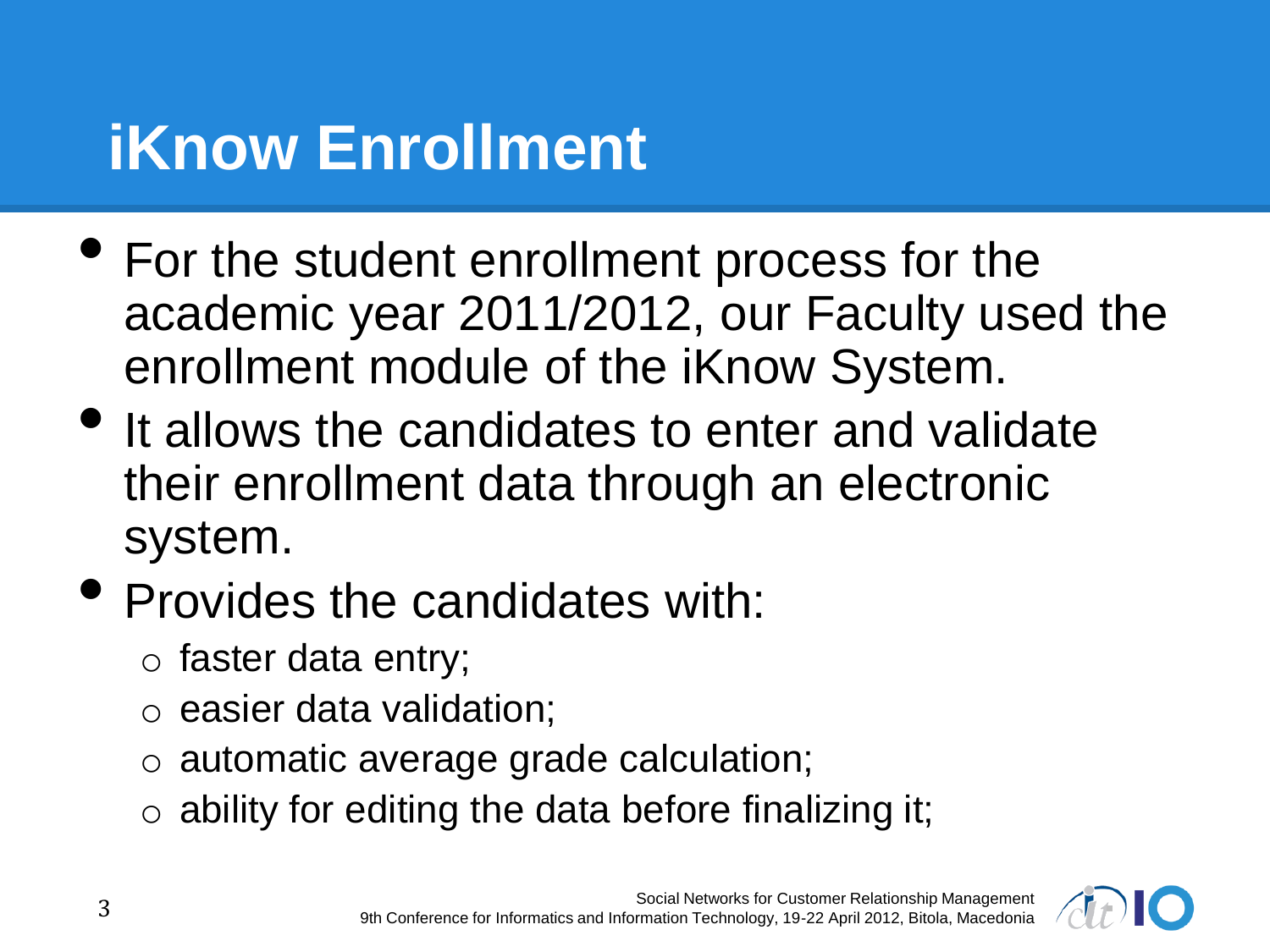# iKnow Enrollment

- For the student enrollment process for the academic year 2011/2012, our Faculty used the enrollment module of the iKnow System.
- It allows the candidates to enter and validate their enrollment data through an electronic system.
- Provides the candidates with:
  - faster data entry;
  - easier data validation;
  - automatic average grade calculation;
  - ability for editing the data before finalizing it;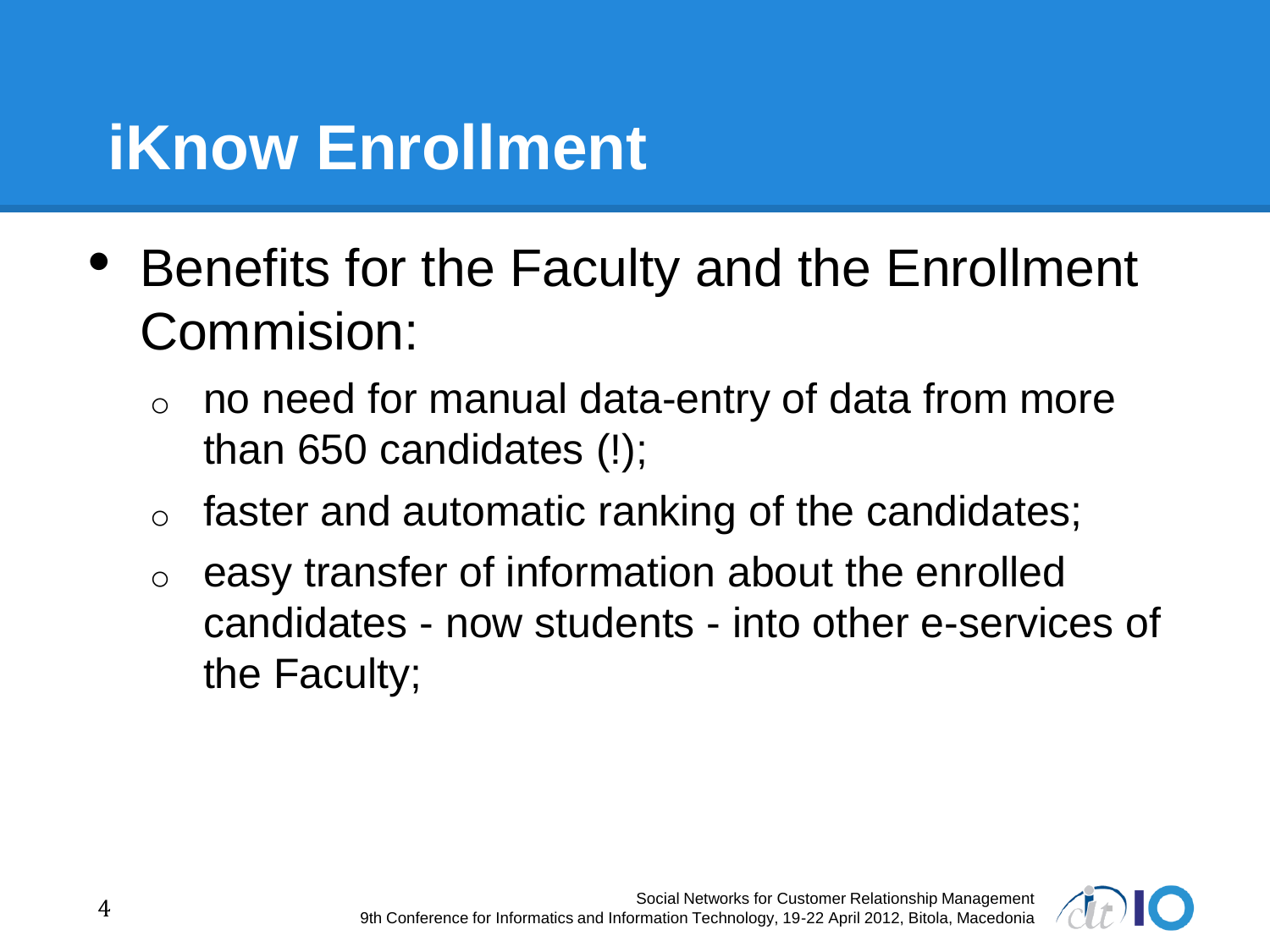# iKnow Enrollment

- Benefits for the Faculty and the Enrollment Commision:
  - no need for manual data-entry of data from more than 650 candidates (!);
  - faster and automatic ranking of the candidates;
  - easy transfer of information about the enrolled candidates - now students - into other e-services of the Faculty;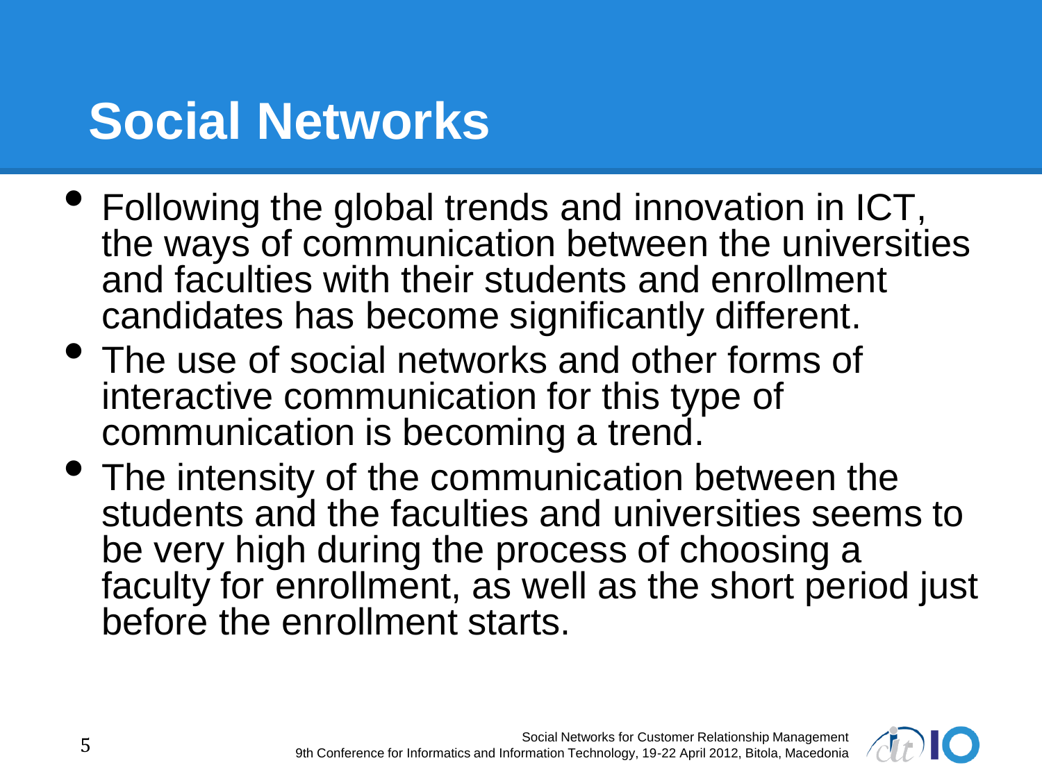# Social Networks

- Following the global trends and innovation in ICT, the ways of communication between the universities and faculties with their students and enrollment candidates has become significantly different.
- The use of social networks and other forms of interactive communication for this type of communication is becoming a trend.
- The intensity of the communication between the students and the faculties and universities seems to be very high during the process of choosing a faculty for enrollment, as well as the short period just before the enrollment starts.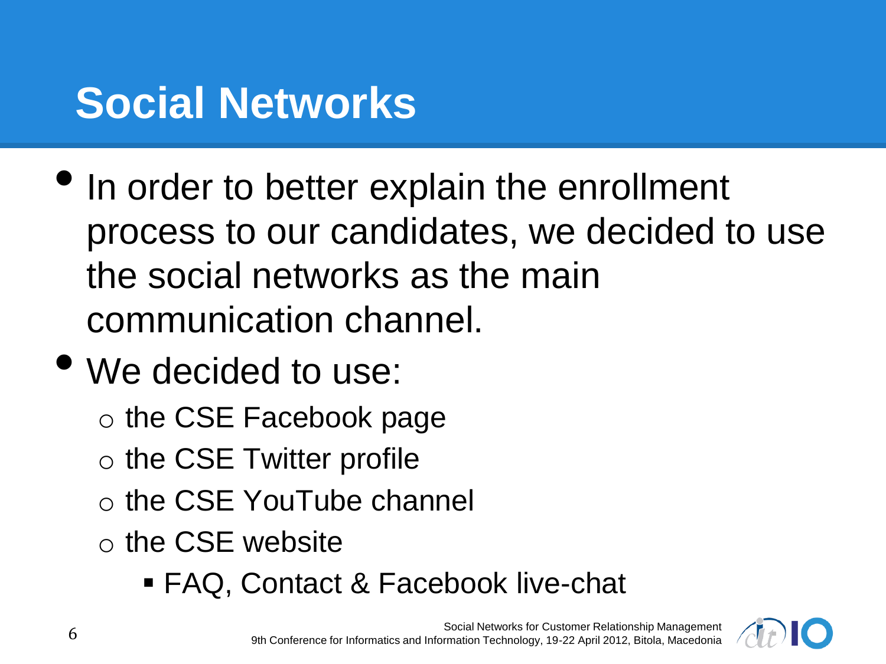# Social Networks

- In order to better explain the enrollment process to our candidates, we decided to use the social networks as the main communication channel.
- We decided to use:
  - the CSE Facebook page
  - the CSE Twitter profile
  - the CSE YouTube channel
  - the CSE website
    - FAQ, Contact & Facebook live-chat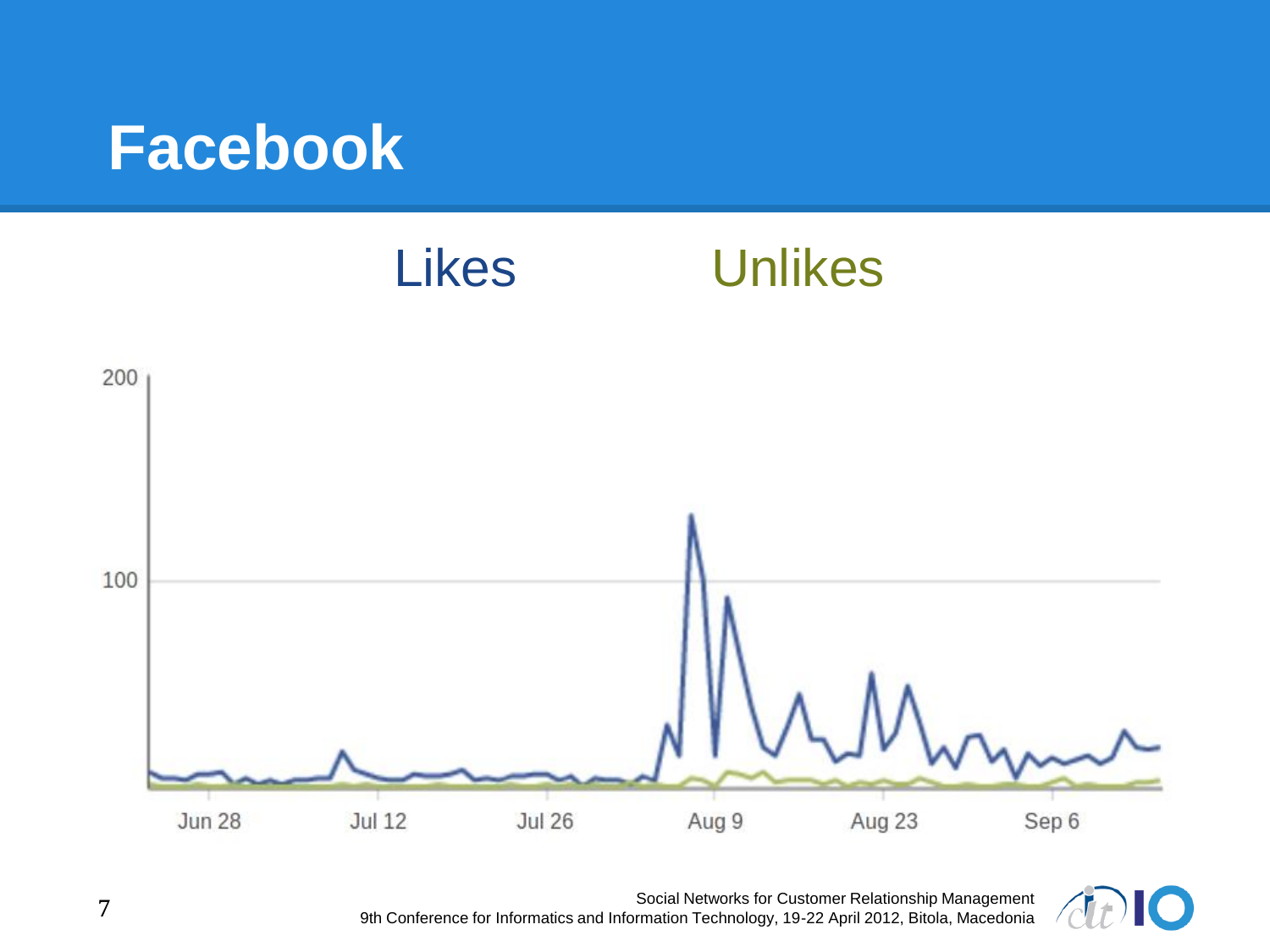# Facebook

Likes Unlikes

200

100

Jun 28 Jul 12 Jul 26 Aug 9 Aug 23 Sep 6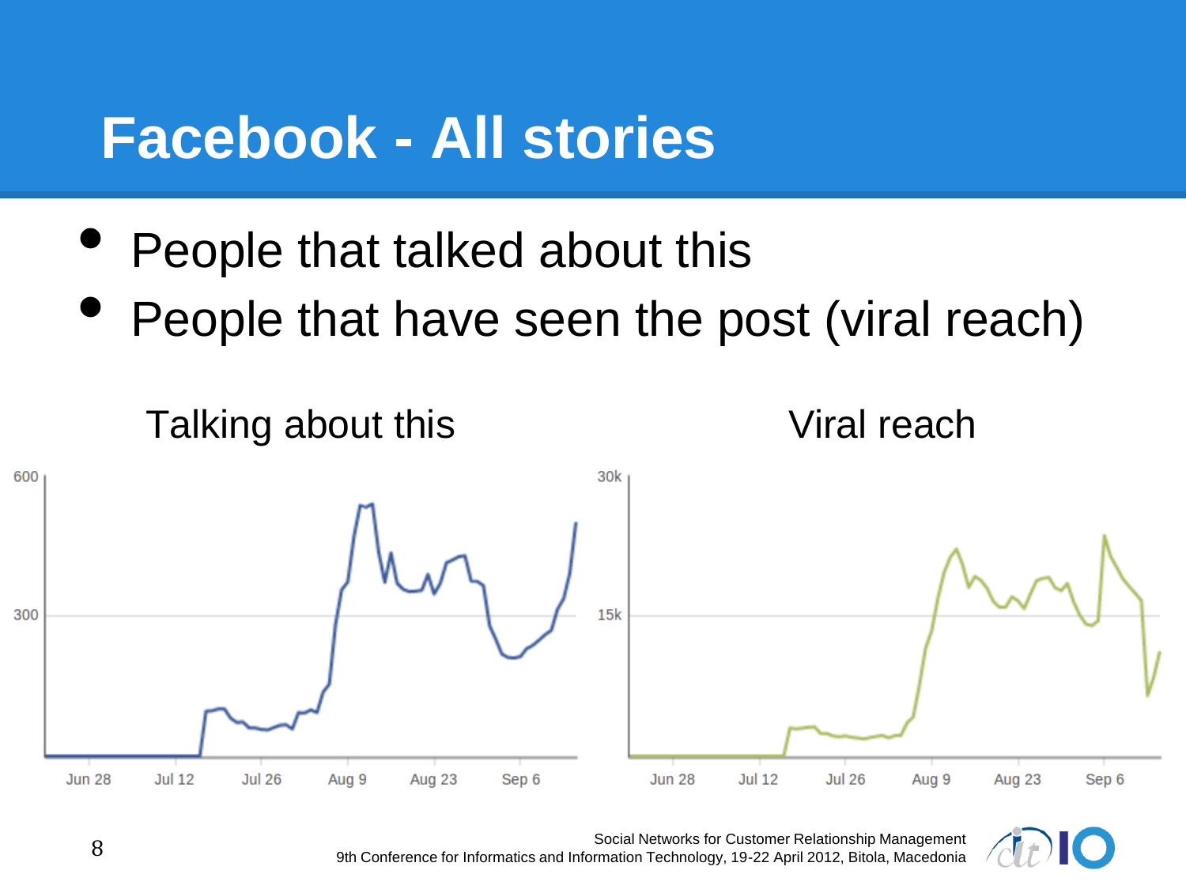# Facebook - All stories

- People that talked about this
- People that have seen the post (viral reach)

Talking about this

Viral reach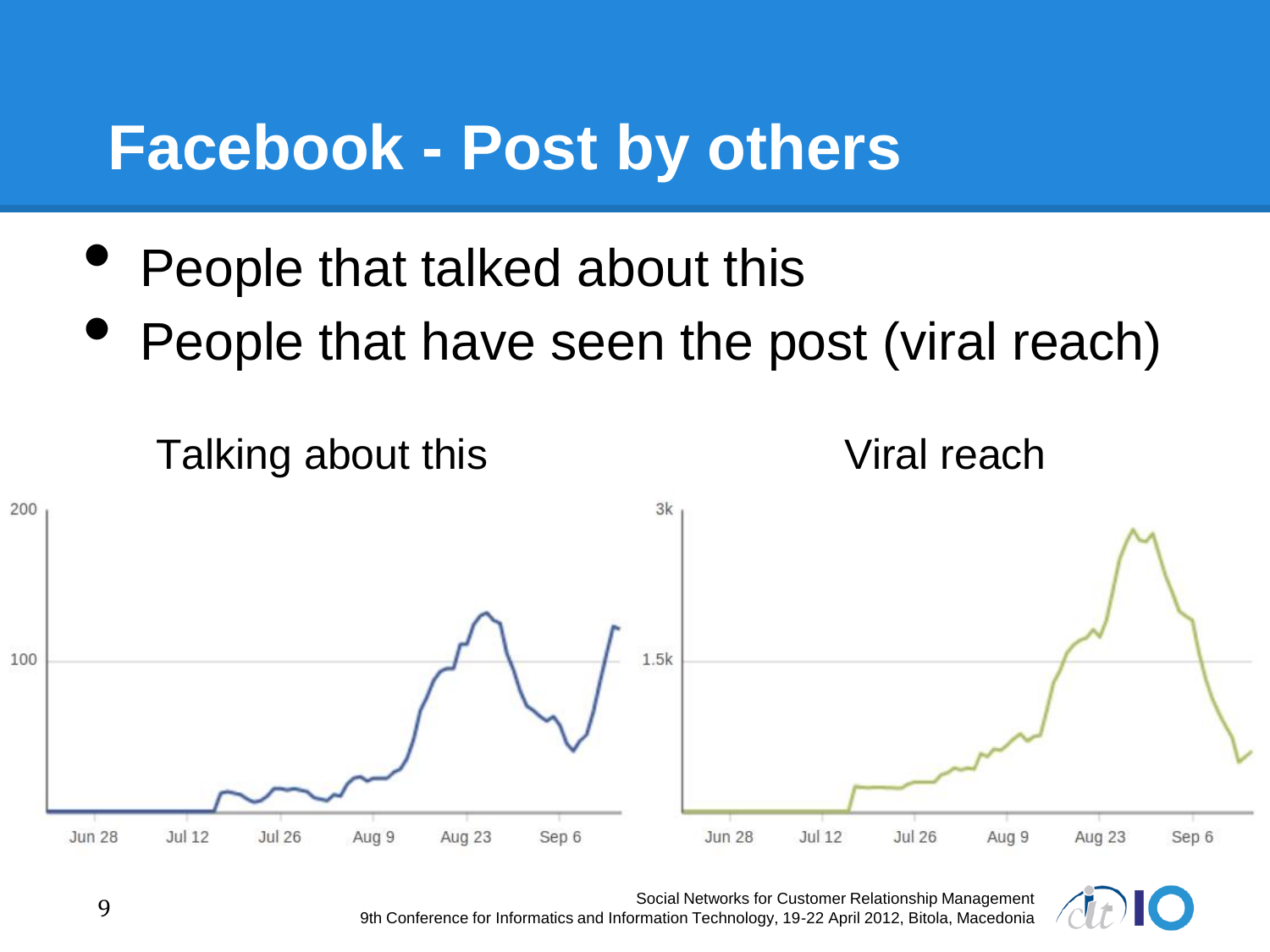# Facebook - Post by others

- People that talked about this
- People that have seen the post (viral reach)

Talking about this

Viral reach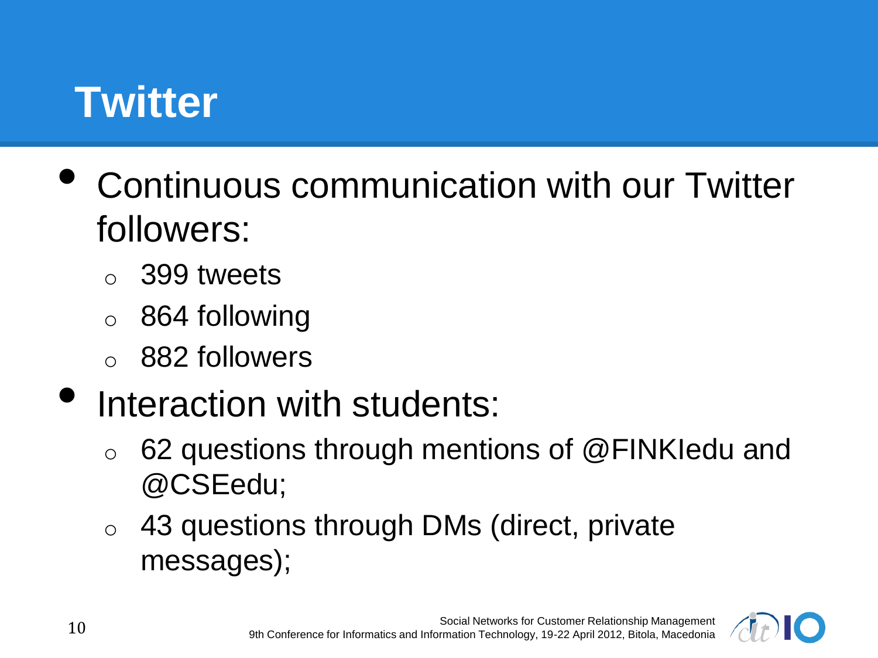# Twitter

- Continuous communication with our Twitter followers:
  - 399 tweets
  - 864 following
  - 882 followers
- Interaction with students:
  - 62 questions through mentions of @FINKIedu and @CSEedu;
  - 43 questions through DMs (direct, private messages);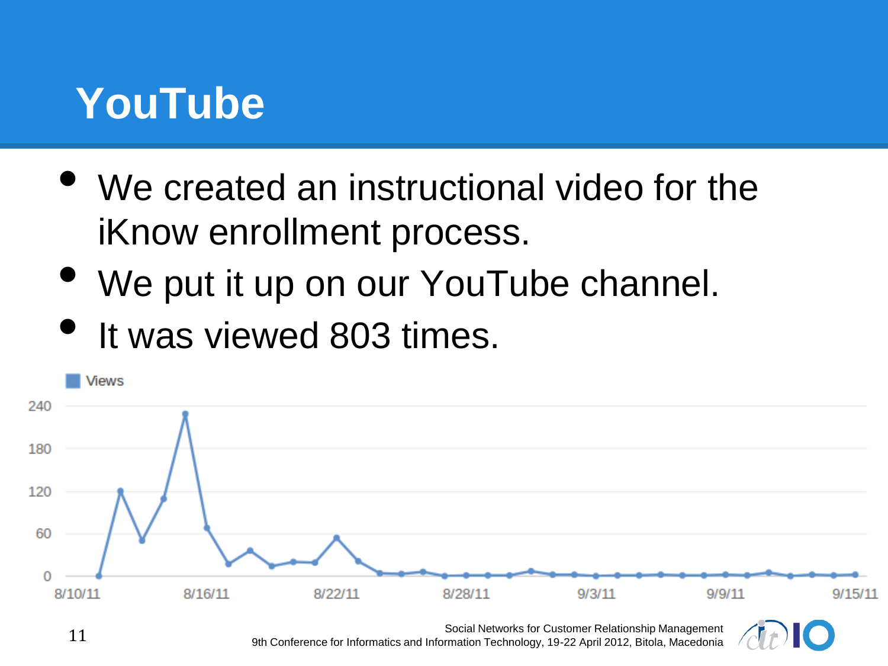# YouTube

- We created an instructional video for the iKnow enrollment process.
- We put it up on our YouTube channel.
- It was viewed 803 times.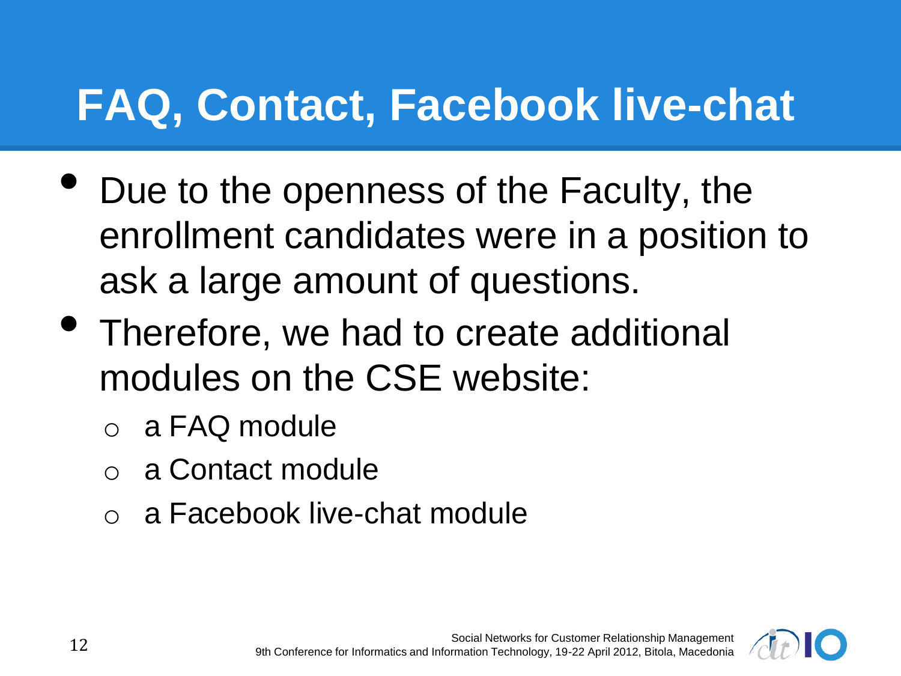# FAQ, Contact, Facebook live-chat

- Due to the openness of the Faculty, the enrollment candidates were in a position to ask a large amount of questions.
- Therefore, we had to create additional modules on the CSE website:
  - a FAQ module
  - a Contact module
  - a Facebook live-chat module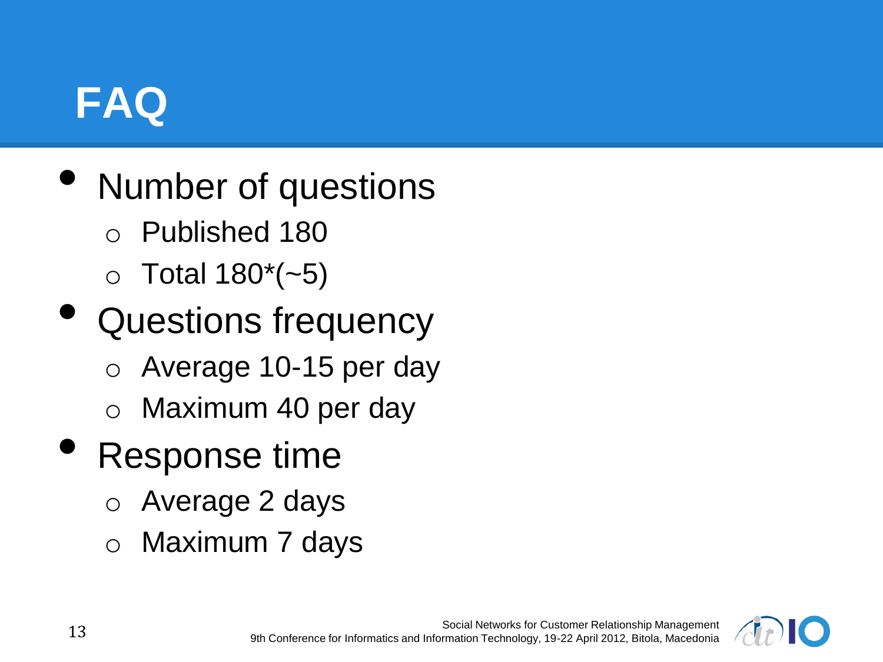# FAQ

- Number of questions
  - Published 180
  - Total 180*(~5)
- Questions frequency
  - Average 10-15 per day
  - Maximum 40 per day
- Response time
  - Average 2 days
  - Maximum 7 days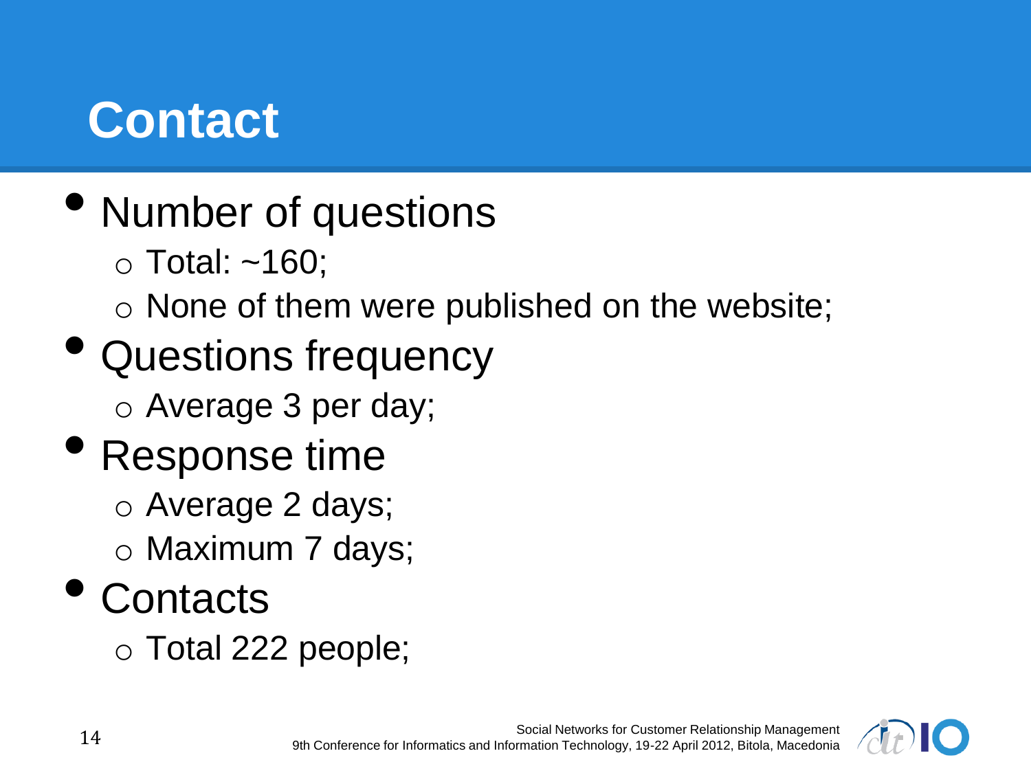# Contact

- Number of questions
  - Total: ~160;
  - None of them were published on the website;
- Questions frequency
  - Average 3 per day;
- Response time
  - Average 2 days;
  - Maximum 7 days;
- Contacts
  - Total 222 people;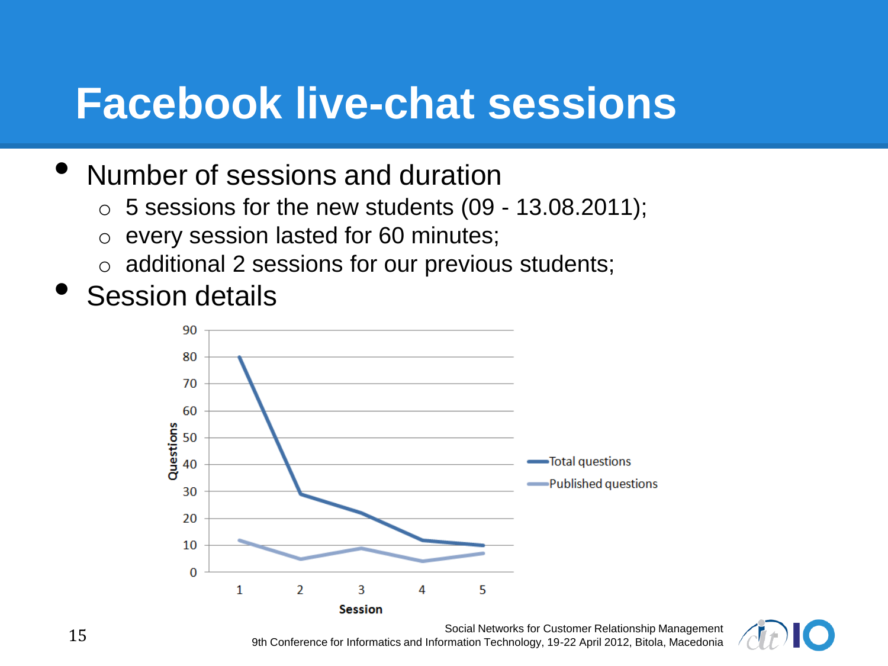# Facebook live-chat sessions

- Number of sessions and duration
  - 5 sessions for the new students (09 - 13.08.2011);
  - every session lasted for 60 minutes;
  - additional 2 sessions for our previous students;
- Session details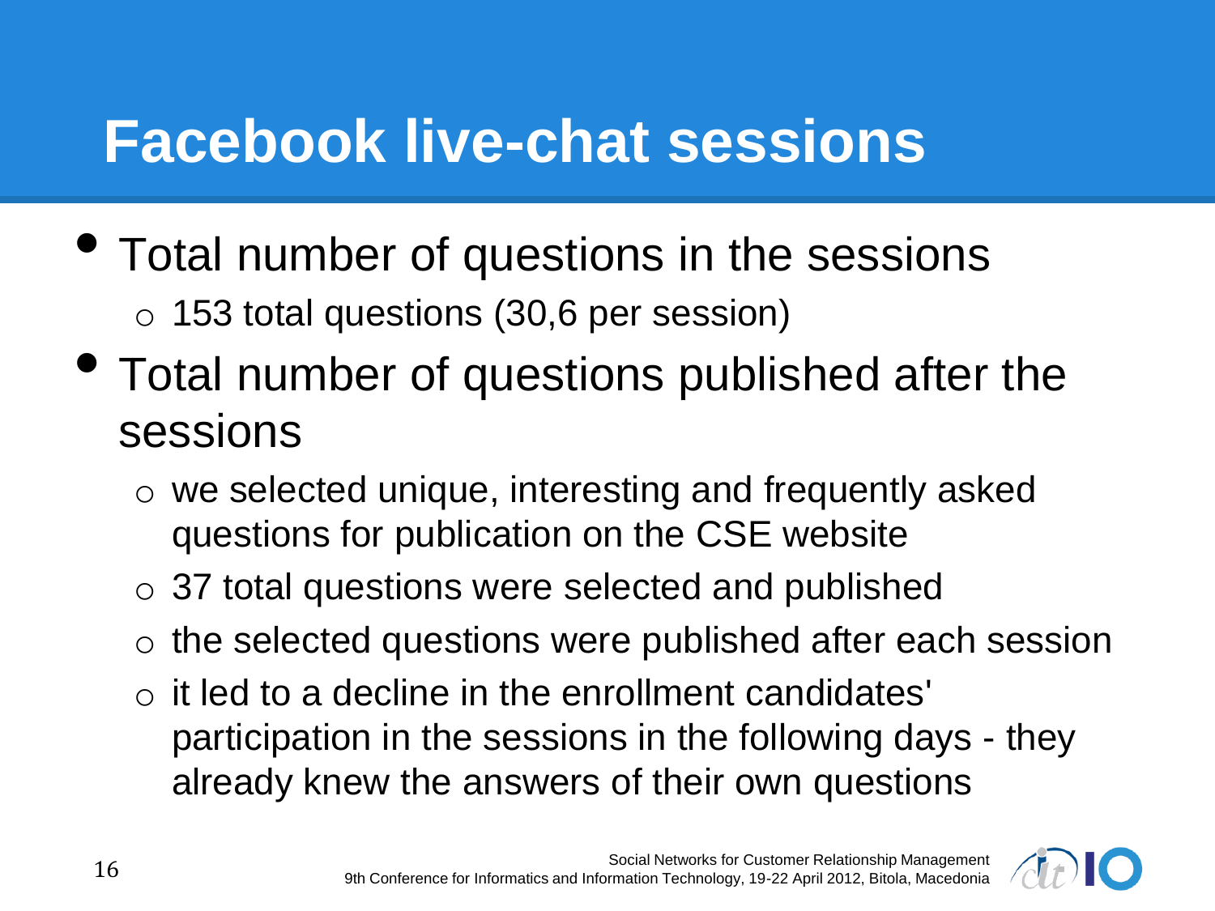# Facebook live-chat sessions

- Total number of questions in the sessions
  - 153 total questions (30,6 per session)
- Total number of questions published after the sessions
  - we selected unique, interesting and frequently asked questions for publication on the CSE website
  - 37 total questions were selected and published
  - the selected questions were published after each session
  - it led to a decline in the enrollment candidates' participation in the sessions in the following days - they already knew the answers of their own questions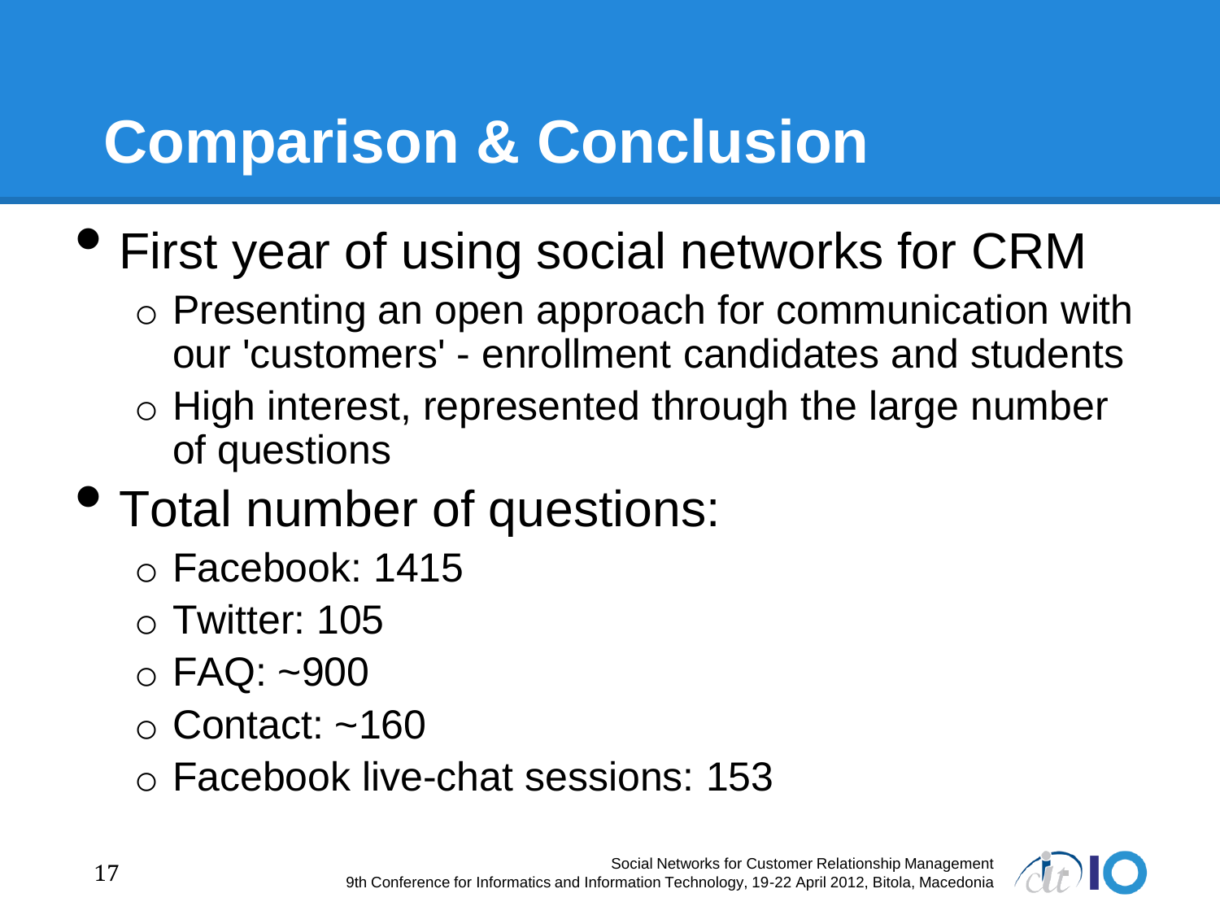# Comparison & Conclusion

- First year of using social networks for CRM
  - Presenting an open approach for communication with our 'customers' - enrollment candidates and students
  - High interest, represented through the large number of questions
- Total number of questions:
  - Facebook: 1415
  - Twitter: 105
  - FAQ: ~900
  - Contact: ~160
  - Facebook live-chat sessions: 153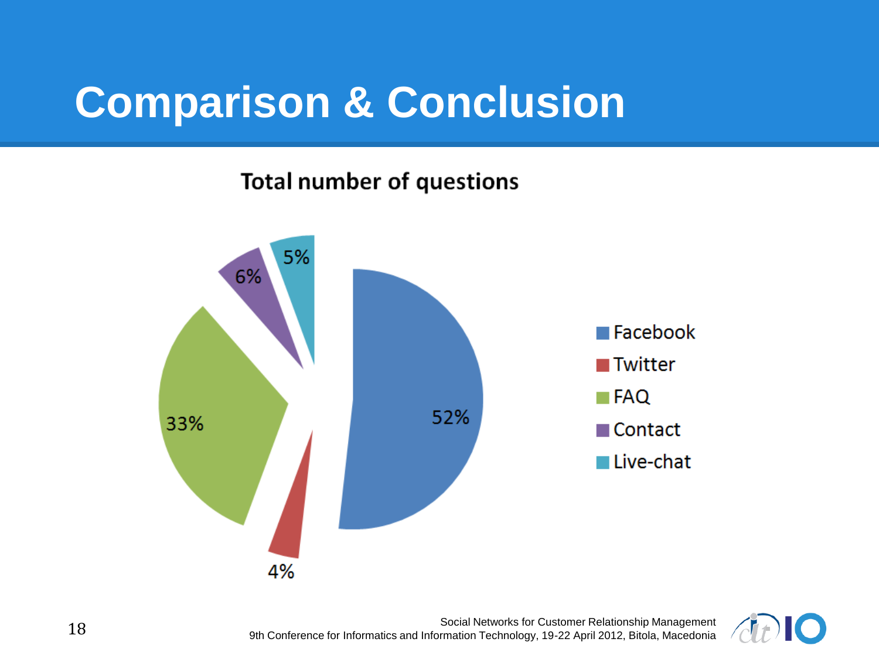# Comparison & Conclusion

**Total number of questions**

| Channel | Share |
| --- | --- |
| Facebook | 52% |
| Twitter | 4% |
| FAQ | 33% |
| Contact | 6% |
| Live-chat | 5% |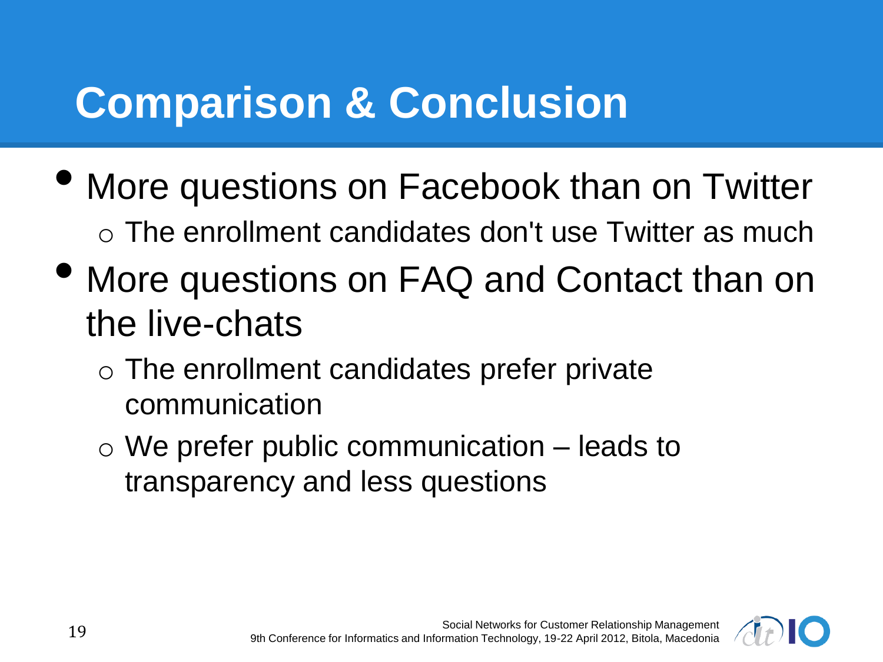# Comparison & Conclusion

- More questions on Facebook than on Twitter
  - The enrollment candidates don't use Twitter as much
- More questions on FAQ and Contact than on the live-chats
  - The enrollment candidates prefer private communication
  - We prefer public communication – leads to transparency and less questions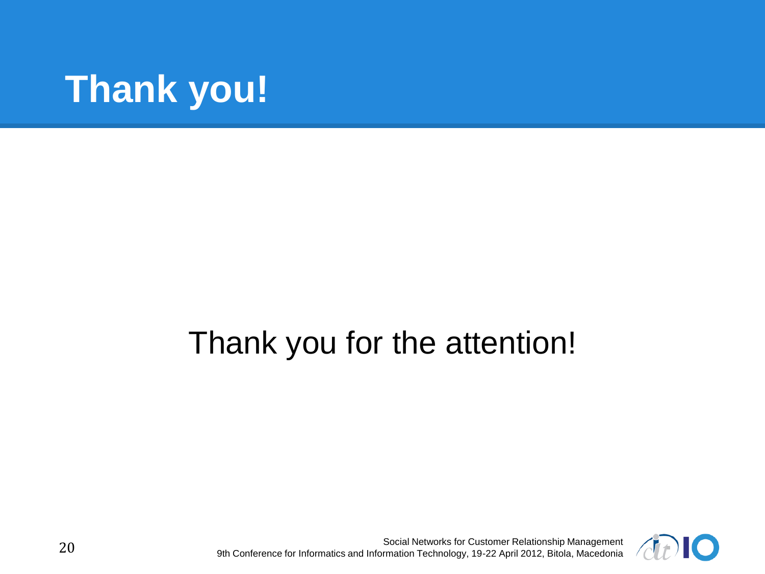# Thank you!

Thank you for the attention!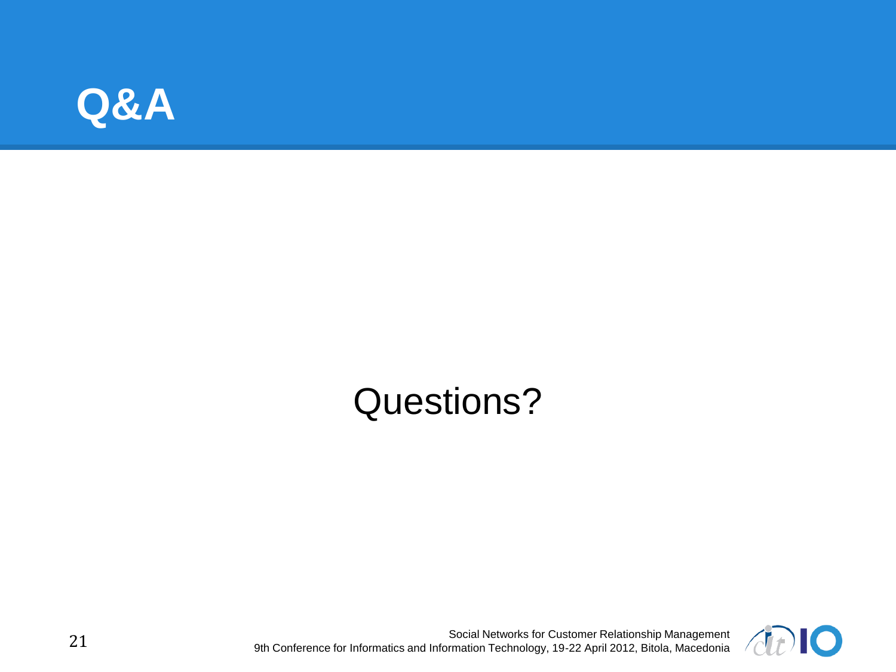# Q&A

Questions?